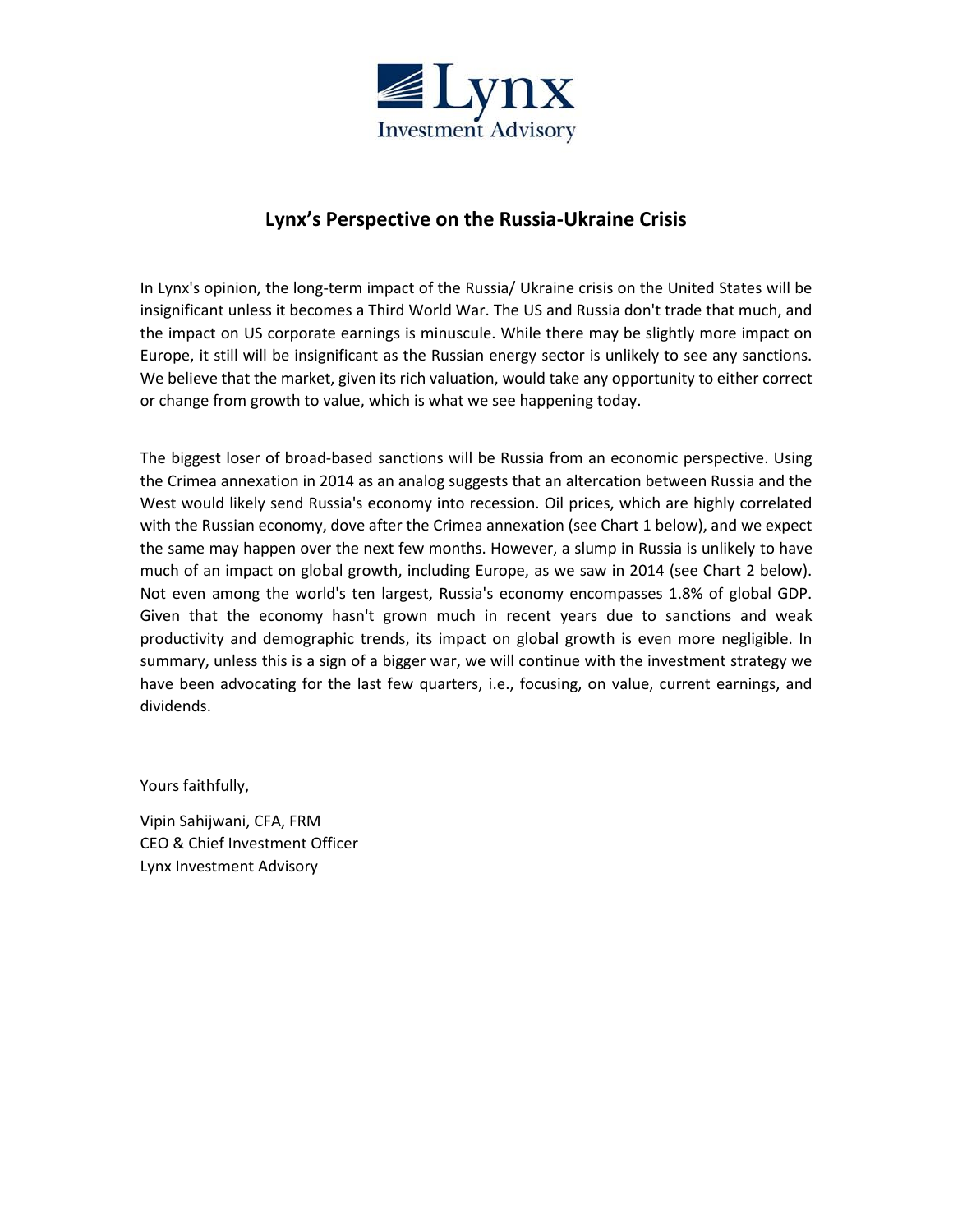Lynx
Investment Advisory

## Lynx's Perspective on the Russia-Ukraine Crisis

In Lynx's opinion, the long-term impact of the Russia/ Ukraine crisis on the United States will be insignificant unless it becomes a Third World War. The US and Russia don't trade that much, and the impact on US corporate earnings is minuscule. While there may be slightly more impact on Europe, it still will be insignificant as the Russian energy sector is unlikely to see any sanctions. We believe that the market, given its rich valuation, would take any opportunity to either correct or change from growth to value, which is what we see happening today.

The biggest loser of broad-based sanctions will be Russia from an economic perspective. Using the Crimea annexation in 2014 as an analog suggests that an altercation between Russia and the West would likely send Russia's economy into recession. Oil prices, which are highly correlated with the Russian economy, dove after the Crimea annexation (see Chart 1 below), and we expect the same may happen over the next few months. However, a slump in Russia is unlikely to have much of an impact on global growth, including Europe, as we saw in 2014 (see Chart 2 below). Not even among the world's ten largest, Russia's economy encompasses 1.8% of global GDP. Given that the economy hasn't grown much in recent years due to sanctions and weak productivity and demographic trends, its impact on global growth is even more negligible. In summary, unless this is a sign of a bigger war, we will continue with the investment strategy we have been advocating for the last few quarters, i.e., focusing, on value, current earnings, and dividends.

Yours faithfully,

Vipin Sahijwani, CFA, FRM
CEO & Chief Investment Officer
Lynx Investment Advisory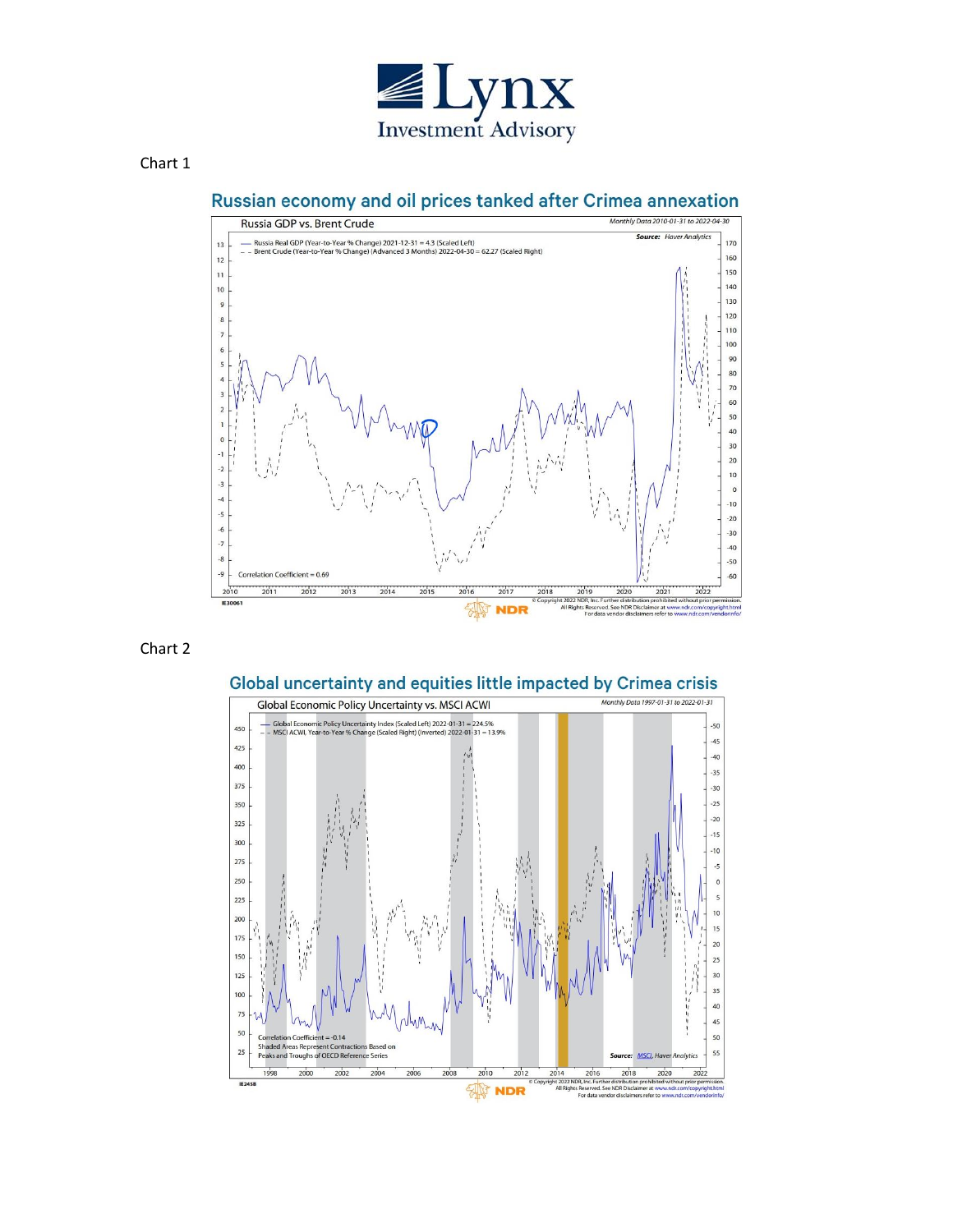Chart 1

## Russian economy and oil prices tanked after Crimea annexation

Russia GDP vs. Brent Crude

Monthly Data 2010-01-31 to 2022-04-30

Source: Haver Analytics

— Russia Real GDP (Year-to-Year % Change) 2021-12-31 = 4.3 (Scaled Left)

-- Brent Crude (Year-to-Year % Change) (Advanced 3 Months) 2022-04-30 = 62.27 (Scaled Right)

Correlation Coefficient = 0.69

IE30061

© Copyright 2022 NDR, Inc. Further distribution prohibited without prior permission. All Rights Reserved. See NDR Disclaimer at www.ndr.com/copyright.html For data vendor disclaimers refer to www.ndr.com/vendorinfo/

Chart 2

## Global uncertainty and equities little impacted by Crimea crisis

Global Economic Policy Uncertainty vs. MSCI ACWI

Monthly Data 1997-01-31 to 2022-01-31

— Global Economic Policy Uncertainty Index (Scaled Left) 2022-01-31 = 224.5%

-- MSCI ACWI, Year-to-Year % Change (Scaled Right) (Inverted) 2022-01-31 = 13.9%

Correlation Coefficient = -0.14

Shaded Areas Represent Contractions Based on Peaks and Troughs of OECD Reference Series

Source: MSCI, Haver Analytics

IE245B

© Copyright 2022 NDR, Inc. Further distribution prohibited without prior permission. All Rights Reserved. See NDR Disclaimer at www.ndr.com/copyright.html For data vendor disclaimers refer to www.ndr.com/vendorinfo/